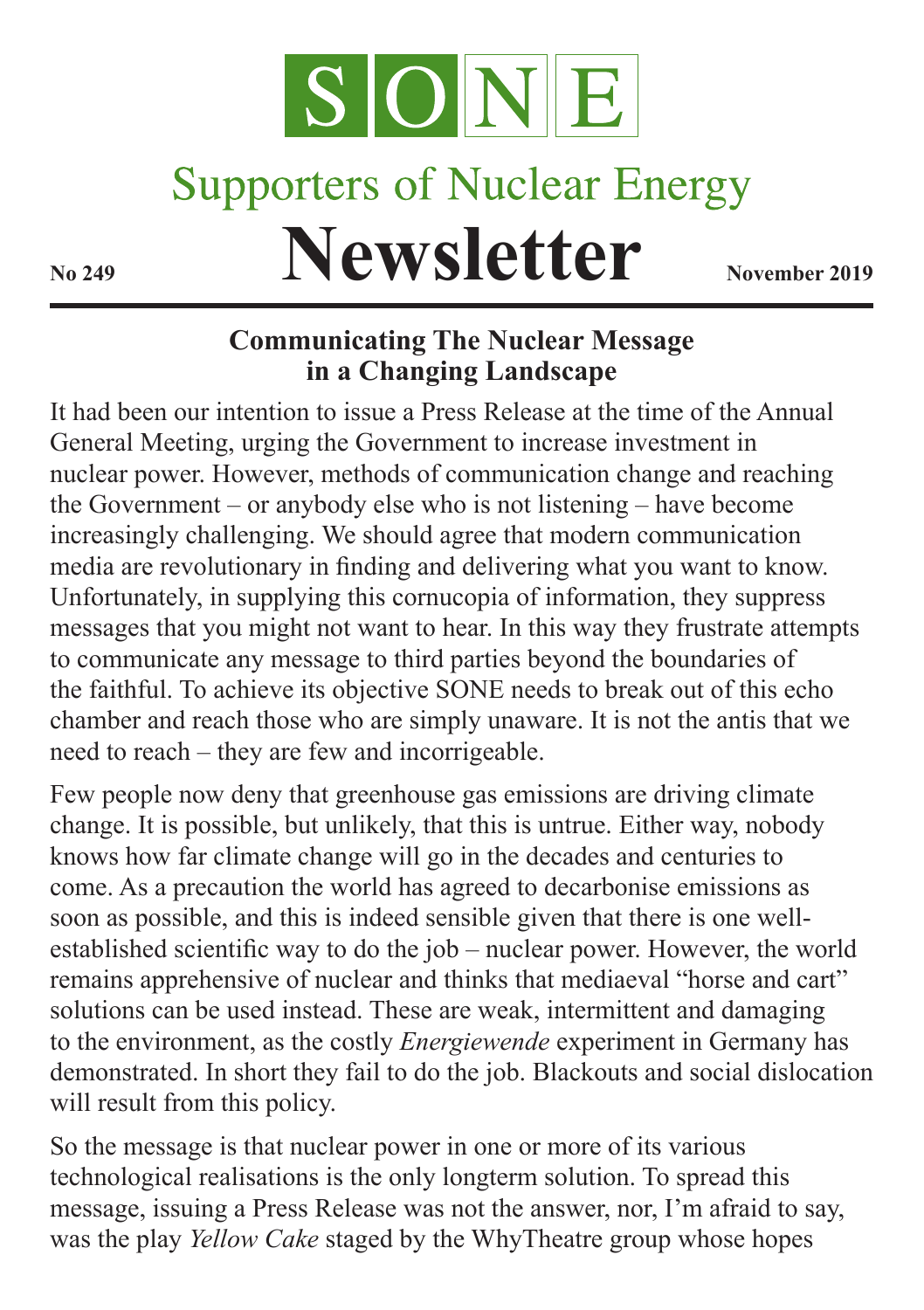# SONE

## Supporters of Nuclear Energy

# Newsletter

**No 249** **November 2019**

## Communicating The Nuclear Message in a Changing Landscape

It had been our intention to issue a Press Release at the time of the Annual General Meeting, urging the Government to increase investment in nuclear power. However, methods of communication change and reaching the Government – or anybody else who is not listening – have become increasingly challenging. We should agree that modern communication media are revolutionary in finding and delivering what you want to know. Unfortunately, in supplying this cornucopia of information, they suppress messages that you might not want to hear. In this way they frustrate attempts to communicate any message to third parties beyond the boundaries of the faithful. To achieve its objective SONE needs to break out of this echo chamber and reach those who are simply unaware. It is not the antis that we need to reach – they are few and incorrigeable.

Few people now deny that greenhouse gas emissions are driving climate change. It is possible, but unlikely, that this is untrue. Either way, nobody knows how far climate change will go in the decades and centuries to come. As a precaution the world has agreed to decarbonise emissions as soon as possible, and this is indeed sensible given that there is one well-established scientific way to do the job – nuclear power. However, the world remains apprehensive of nuclear and thinks that mediaeval "horse and cart" solutions can be used instead. These are weak, intermittent and damaging to the environment, as the costly *Energiewende* experiment in Germany has demonstrated. In short they fail to do the job. Blackouts and social dislocation will result from this policy.

So the message is that nuclear power in one or more of its various technological realisations is the only longterm solution. To spread this message, issuing a Press Release was not the answer, nor, I'm afraid to say, was the play *Yellow Cake* staged by the WhyTheatre group whose hopes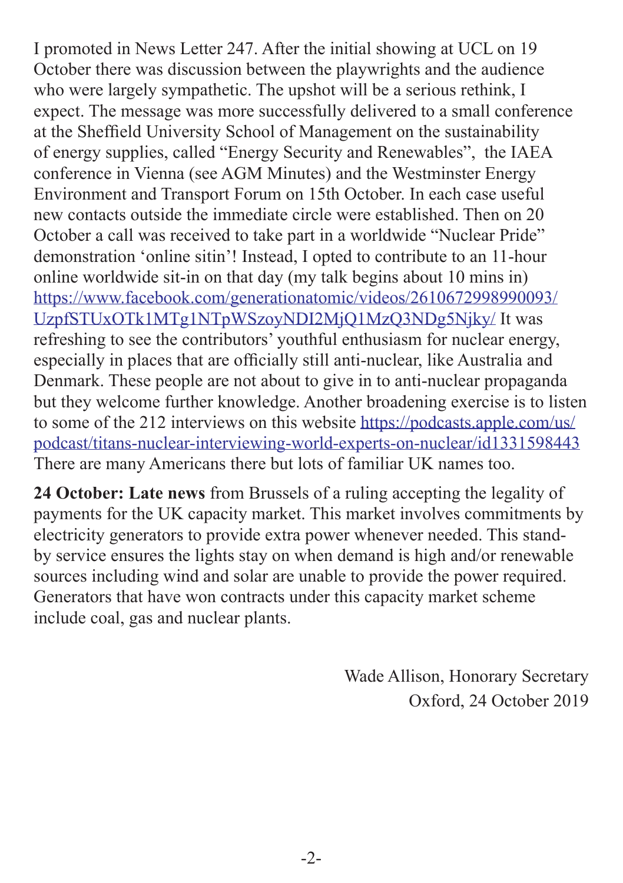I promoted in News Letter 247. After the initial showing at UCL on 19 October there was discussion between the playwrights and the audience who were largely sympathetic. The upshot will be a serious rethink, I expect. The message was more successfully delivered to a small conference at the Sheffield University School of Management on the sustainability of energy supplies, called "Energy Security and Renewables", the IAEA conference in Vienna (see AGM Minutes) and the Westminster Energy Environment and Transport Forum on 15th October. In each case useful new contacts outside the immediate circle were established. Then on 20 October a call was received to take part in a worldwide "Nuclear Pride" demonstration 'online sitin'! Instead, I opted to contribute to an 11-hour online worldwide sit-in on that day (my talk begins about 10 mins in) [https://www.facebook.com/generationatomic/videos/2610672998990093/UzpfSTUxOTk1MTg1NTpWSzoyNDI2MjQ1MzQ3NDg5Njky/](https://www.facebook.com/generationatomic/videos/2610672998990093/UzpfSTUxOTk1MTg1NTpWSzoyNDI2MjQ1MzQ3NDg5Njky/) It was refreshing to see the contributors' youthful enthusiasm for nuclear energy, especially in places that are officially still anti-nuclear, like Australia and Denmark. These people are not about to give in to anti-nuclear propaganda but they welcome further knowledge. Another broadening exercise is to listen to some of the 212 interviews on this website [https://podcasts.apple.com/us/podcast/titans-nuclear-interviewing-world-experts-on-nuclear/id1331598443](https://podcasts.apple.com/us/podcast/titans-nuclear-interviewing-world-experts-on-nuclear/id1331598443) There are many Americans there but lots of familiar UK names too.

**24 October: Late news** from Brussels of a ruling accepting the legality of payments for the UK capacity market. This market involves commitments by electricity generators to provide extra power whenever needed. This stand-by service ensures the lights stay on when demand is high and/or renewable sources including wind and solar are unable to provide the power required. Generators that have won contracts under this capacity market scheme include coal, gas and nuclear plants.

Wade Allison, Honorary Secretary
Oxford, 24 October 2019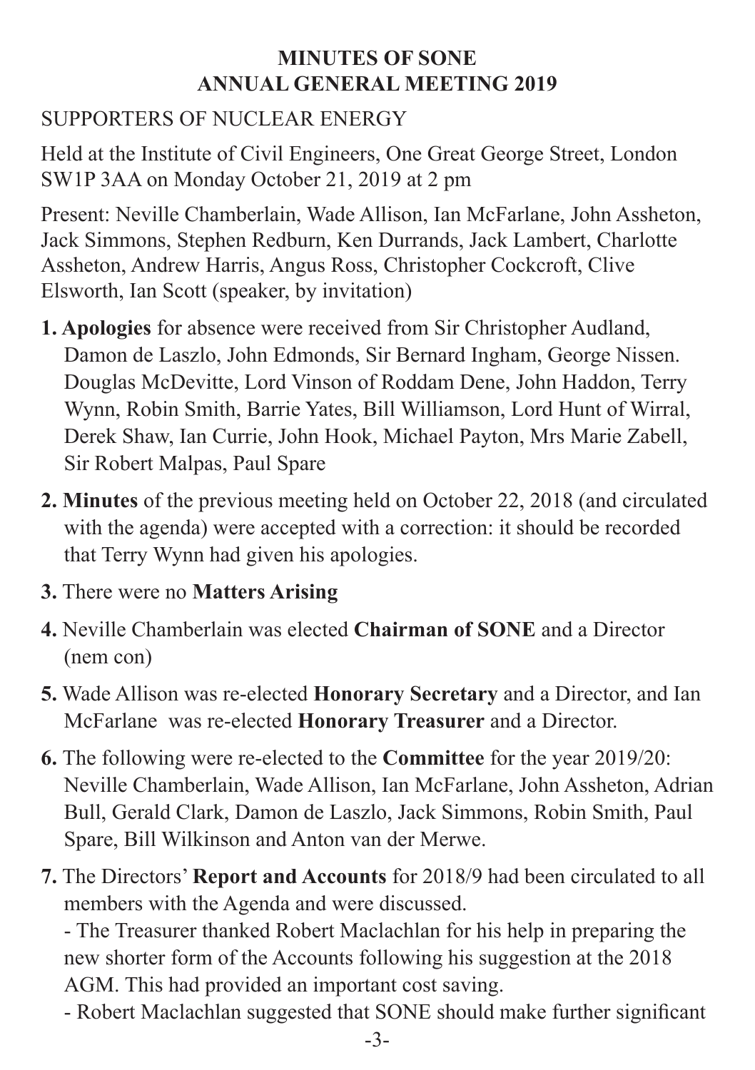# MINUTES OF SONE ANNUAL GENERAL MEETING 2019

SUPPORTERS OF NUCLEAR ENERGY

Held at the Institute of Civil Engineers, One Great George Street, London SW1P 3AA on Monday October 21, 2019 at 2 pm

Present: Neville Chamberlain, Wade Allison, Ian McFarlane, John Assheton, Jack Simmons, Stephen Redburn, Ken Durrands, Jack Lambert, Charlotte Assheton, Andrew Harris, Angus Ross, Christopher Cockcroft, Clive Elsworth, Ian Scott (speaker, by invitation)

**1. Apologies** for absence were received from Sir Christopher Audland, Damon de Laszlo, John Edmonds, Sir Bernard Ingham, George Nissen. Douglas McDevitte, Lord Vinson of Roddam Dene, John Haddon, Terry Wynn, Robin Smith, Barrie Yates, Bill Williamson, Lord Hunt of Wirral, Derek Shaw, Ian Currie, John Hook, Michael Payton, Mrs Marie Zabell, Sir Robert Malpas, Paul Spare

**2. Minutes** of the previous meeting held on October 22, 2018 (and circulated with the agenda) were accepted with a correction: it should be recorded that Terry Wynn had given his apologies.

**3.** There were no **Matters Arising**

**4.** Neville Chamberlain was elected **Chairman of SONE** and a Director (nem con)

**5.** Wade Allison was re-elected **Honorary Secretary** and a Director, and Ian McFarlane was re-elected **Honorary Treasurer** and a Director.

**6.** The following were re-elected to the **Committee** for the year 2019/20: Neville Chamberlain, Wade Allison, Ian McFarlane, John Assheton, Adrian Bull, Gerald Clark, Damon de Laszlo, Jack Simmons, Robin Smith, Paul Spare, Bill Wilkinson and Anton van der Merwe.

**7.** The Directors' **Report and Accounts** for 2018/9 had been circulated to all members with the Agenda and were discussed.

- The Treasurer thanked Robert Maclachlan for his help in preparing the new shorter form of the Accounts following his suggestion at the 2018 AGM. This had provided an important cost saving.
- Robert Maclachlan suggested that SONE should make further significant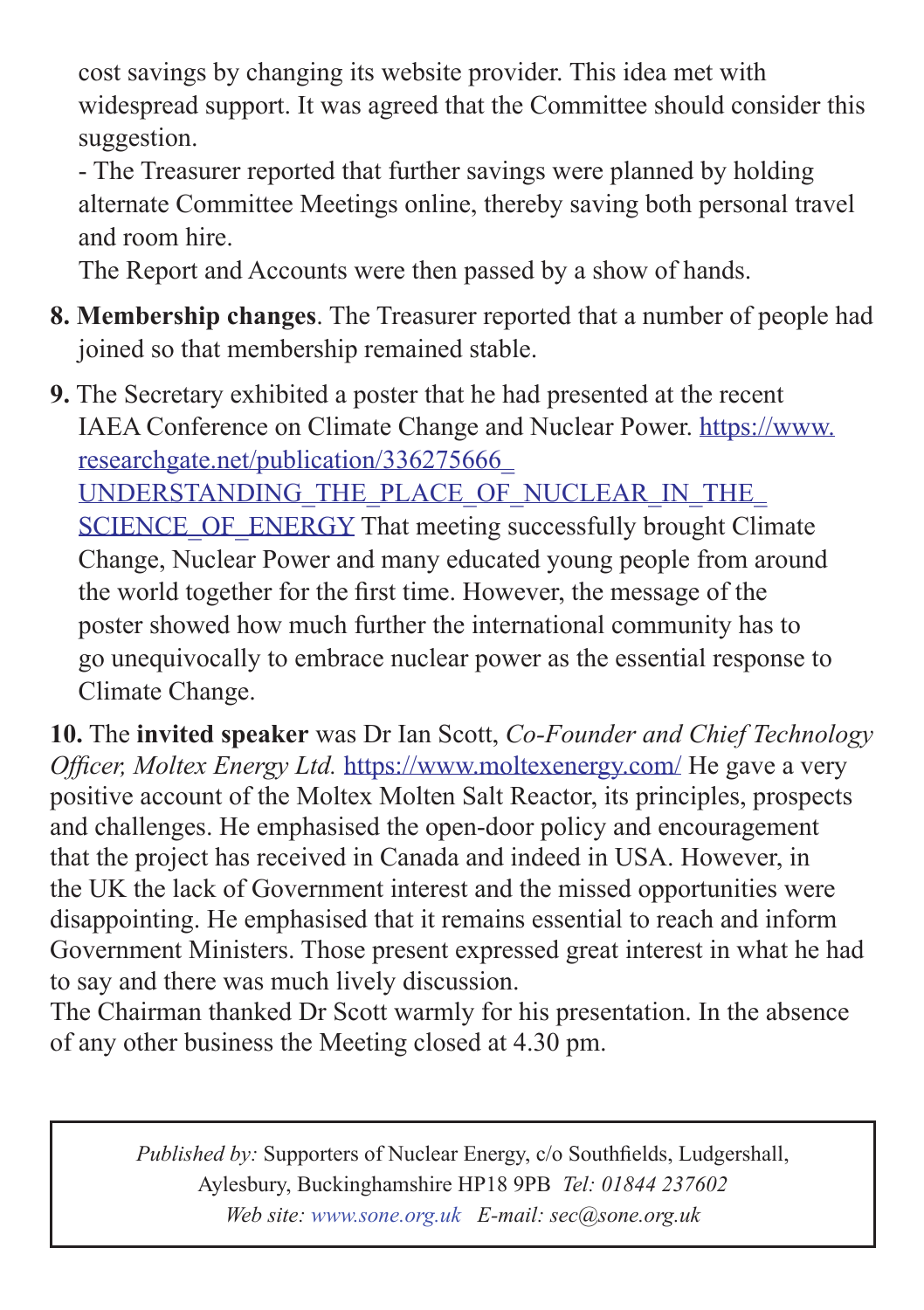cost savings by changing its website provider. This idea met with widespread support. It was agreed that the Committee should consider this suggestion.

- The Treasurer reported that further savings were planned by holding alternate Committee Meetings online, thereby saving both personal travel and room hire.

The Report and Accounts were then passed by a show of hands.

**8. Membership changes**. The Treasurer reported that a number of people had joined so that membership remained stable.

**9.** The Secretary exhibited a poster that he had presented at the recent IAEA Conference on Climate Change and Nuclear Power. https://www.researchgate.net/publication/336275666_UNDERSTANDING_THE_PLACE_OF_NUCLEAR_IN_THE_SCIENCE_OF_ENERGY That meeting successfully brought Climate Change, Nuclear Power and many educated young people from around the world together for the first time. However, the message of the poster showed how much further the international community has to go unequivocally to embrace nuclear power as the essential response to Climate Change.

**10.** The **invited speaker** was Dr Ian Scott, *Co-Founder and Chief Technology Officer, Moltex Energy Ltd.* https://www.moltexenergy.com/ He gave a very positive account of the Moltex Molten Salt Reactor, its principles, prospects and challenges. He emphasised the open-door policy and encouragement that the project has received in Canada and indeed in USA. However, in the UK the lack of Government interest and the missed opportunities were disappointing. He emphasised that it remains essential to reach and inform Government Ministers. Those present expressed great interest in what he had to say and there was much lively discussion.

The Chairman thanked Dr Scott warmly for his presentation. In the absence of any other business the Meeting closed at 4.30 pm.

*Published by:* Supporters of Nuclear Energy, c/o Southfields, Ludgershall, Aylesbury, Buckinghamshire HP18 9PB *Tel: 01844 237602*
*Web site: www.sone.org.uk E-mail: sec@sone.org.uk*